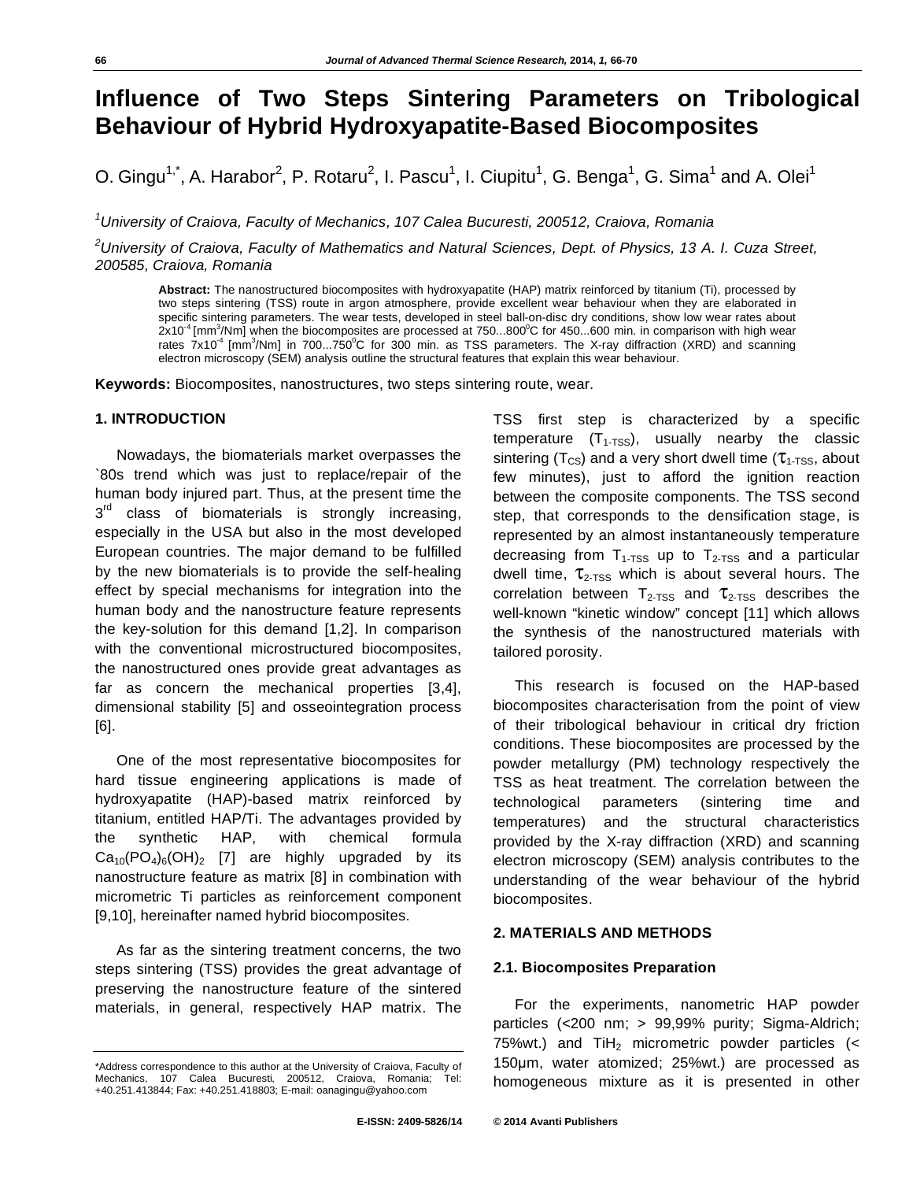# Influence of Two Steps Sintering Parameters on Tribological Behaviour of Hybrid Hydroxyapatite-Based Biocomposites

O. Gingu[1,*], A. Harabor[2], P. Rotaru[2], I. Pascu[1], I. Ciupitu[1], G. Benga[1], G. Sima[1] and A. Olei[1]

[1]*University of Craiova, Faculty of Mechanics, 107 Calea Bucuresti, 200512, Craiova, Romania*

[2]*University of Craiova, Faculty of Mathematics and Natural Sciences, Dept. of Physics, 13 A. I. Cuza Street, 200585, Craiova, Romania*

**Abstract:** The nanostructured biocomposites with hydroxyapatite (HAP) matrix reinforced by titanium (Ti), processed by two steps sintering (TSS) route in argon atmosphere, provide excellent wear behaviour when they are elaborated in specific sintering parameters. The wear tests, developed in steel ball-on-disc dry conditions, show low wear rates about $2x10^{-4}$ [$mm^3$/Nm] when the biocomposites are processed at 750...800$^0$C for 450...600 min. in comparison with high wear rates $7x10^{-4}$ [$mm^3$/Nm] in 700...750$^0$C for 300 min. as TSS parameters. The X-ray diffraction (XRD) and scanning electron microscopy (SEM) analysis outline the structural features that explain this wear behaviour.

**Keywords:** Biocomposites, nanostructures, two steps sintering route, wear.

## 1. INTRODUCTION

Nowadays, the biomaterials market overpasses the \`80s trend which was just to replace/repair of the human body injured part. Thus, at the present time the 3$^{rd}$ class of biomaterials is strongly increasing, especially in the USA but also in the most developed European countries. The major demand to be fulfilled by the new biomaterials is to provide the self-healing effect by special mechanisms for integration into the human body and the nanostructure feature represents the key-solution for this demand [1,2]. In comparison with the conventional microstructured biocomposites, the nanostructured ones provide great advantages as far as concern the mechanical properties [3,4], dimensional stability [5] and osseointegration process [6].

One of the most representative biocomposites for hard tissue engineering applications is made of hydroxyapatite (HAP)-based matrix reinforced by titanium, entitled HAP/Ti. The advantages provided by the synthetic HAP, with chemical formula $Ca_{10}(PO_4)_6(OH)_2$ [7] are highly upgraded by its nanostructure feature as matrix [8] in combination with micrometric Ti particles as reinforcement component [9,10], hereinafter named hybrid biocomposites.

As far as the sintering treatment concerns, the two steps sintering (TSS) provides the great advantage of preserving the nanostructure feature of the sintered materials, in general, respectively HAP matrix. The TSS first step is characterized by a specific temperature ($T_{1-TSS}$), usually nearby the classic sintering ($T_{CS}$) and a very short dwell time ($\tau_{1-TSS}$, about few minutes), just to afford the ignition reaction between the composite components. The TSS second step, that corresponds to the densification stage, is represented by an almost instantaneously temperature decreasing from $T_{1-TSS}$ up to $T_{2-TSS}$ and a particular dwell time, $\tau_{2-TSS}$ which is about several hours. The correlation between $T_{2-TSS}$ and $\tau_{2-TSS}$ describes the well-known "kinetic window" concept [11] which allows the synthesis of the nanostructured materials with tailored porosity.

This research is focused on the HAP-based biocomposites characterisation from the point of view of their tribological behaviour in critical dry friction conditions. These biocomposites are processed by the powder metallurgy (PM) technology respectively the TSS as heat treatment. The correlation between the technological parameters (sintering time and temperatures) and the structural characteristics provided by the X-ray diffraction (XRD) and scanning electron microscopy (SEM) analysis contributes to the understanding of the wear behaviour of the hybrid biocomposites.

## 2. MATERIALS AND METHODS

### 2.1. Biocomposites Preparation

For the experiments, nanometric HAP powder particles (<200 nm; > 99,99% purity; Sigma-Aldrich; 75%wt.) and $TiH_2$ micrometric powder particles (< 150µm, water atomized; 25%wt.) are processed as homogeneous mixture as it is presented in other

---

*Address correspondence to this author at the University of Craiova, Faculty of Mechanics, 107 Calea Bucuresti, 200512, Craiova, Romania; Tel: +40.251.413844; Fax: +40.251.418803; E-mail: oanagingu@yahoo.com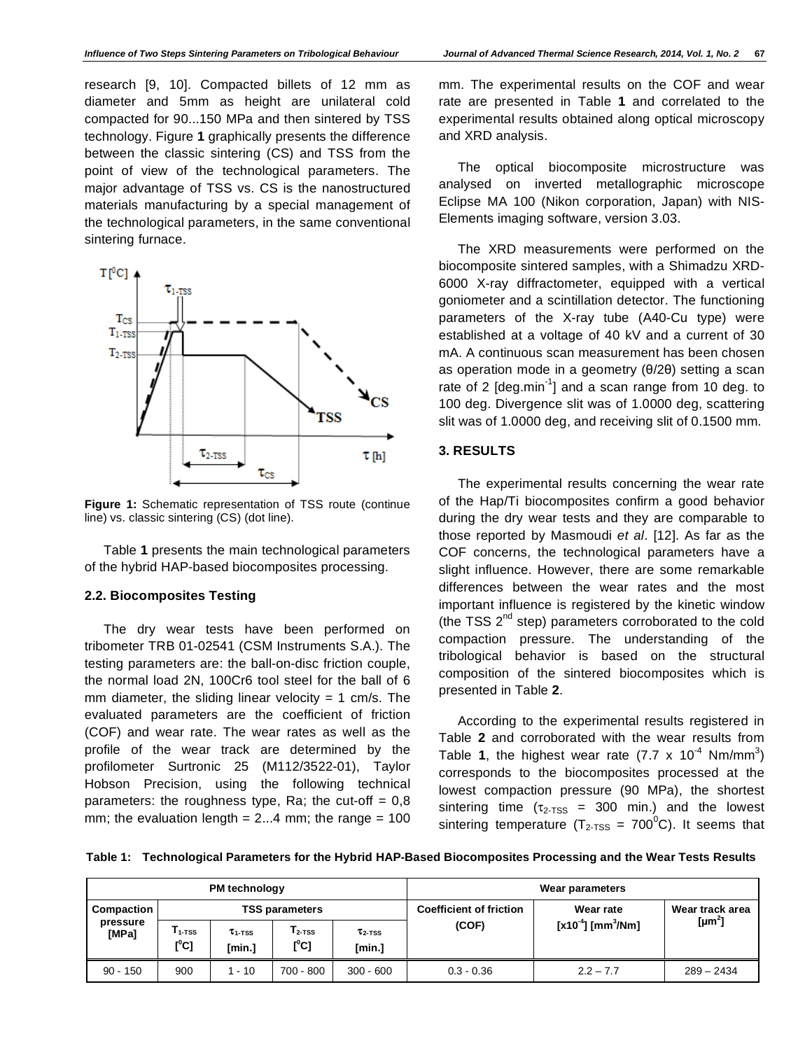research [9, 10]. Compacted billets of 12 mm as diameter and 5mm as height are unilateral cold compacted for 90...150 MPa and then sintered by TSS technology. Figure **1** graphically presents the difference between the classic sintering (CS) and TSS from the point of view of the technological parameters. The major advantage of TSS vs. CS is the nanostructured materials manufacturing by a special management of the technological parameters, in the same conventional sintering furnace.

**Figure 1:** Schematic representation of TSS route (continue line) vs. classic sintering (CS) (dot line).

Table **1** presents the main technological parameters of the hybrid HAP-based biocomposites processing.

### 2.2. Biocomposites Testing

The dry wear tests have been performed on tribometer TRB 01-02541 (CSM Instruments S.A.). The testing parameters are: the ball-on-disc friction couple, the normal load 2N, 100Cr6 tool steel for the ball of 6 mm diameter, the sliding linear velocity = 1 cm/s. The evaluated parameters are the coefficient of friction (COF) and wear rate. The wear rates as well as the profile of the wear track are determined by the profilometer Surtronic 25 (M112/3522-01), Taylor Hobson Precision, using the following technical parameters: the roughness type, Ra; the cut-off = 0,8 mm; the evaluation length = 2...4 mm; the range = 100 mm. The experimental results on the COF and wear rate are presented in Table **1** and correlated to the experimental results obtained along optical microscopy and XRD analysis.

The optical biocomposite microstructure was analysed on inverted metallographic microscope Eclipse MA 100 (Nikon corporation, Japan) with NIS-Elements imaging software, version 3.03.

The XRD measurements were performed on the biocomposite sintered samples, with a Shimadzu XRD-6000 X-ray diffractometer, equipped with a vertical goniometer and a scintillation detector. The functioning parameters of the X-ray tube (A40-Cu type) were established at a voltage of 40 kV and a current of 30 mA. A continuous scan measurement has been chosen as operation mode in a geometry (θ/2θ) setting a scan rate of 2 [deg.min$^{-1}$] and a scan range from 10 deg. to 100 deg. Divergence slit was of 1.0000 deg, scattering slit was of 1.0000 deg, and receiving slit of 0.1500 mm.

## 3. RESULTS

The experimental results concerning the wear rate of the Hap/Ti biocomposites confirm a good behavior during the dry wear tests and they are comparable to those reported by Masmoudi *et al*. [12]. As far as the COF concerns, the technological parameters have a slight influence. However, there are some remarkable differences between the wear rates and the most important influence is registered by the kinetic window (the TSS 2$^{nd}$ step) parameters corroborated to the cold compaction pressure. The understanding of the tribological behavior is based on the structural composition of the sintered biocomposites which is presented in Table **2**.

According to the experimental results registered in Table **2** and corroborated with the wear results from Table **1**, the highest wear rate (7.7 x 10$^{-4}$ Nm/mm$^3$) corresponds to the biocomposites processed at the lowest compaction pressure (90 MPa), the shortest sintering time ($\tau_{2\text{-TSS}}$ = 300 min.) and the lowest sintering temperature ($T_{2\text{-TSS}}$ = 700$^0$C). It seems that

**Table 1: Technological Parameters for the Hybrid HAP-Based Biocomposites Processing and the Wear Tests Results**

| PM technology | | | | | Wear parameters | | |
|---|---|---|---|---|---|---|---|
| Compaction pressure [MPa] | TSS parameters | | | | Coefficient of friction (COF) | Wear rate [x10$^{-4}$] [mm$^3$/Nm] | Wear track area [µm$^2$] |
| | $T_{1\text{-TSS}}$ [$^0$C] | $\tau_{1\text{-TSS}}$ [min.] | $T_{2\text{-TSS}}$ [$^0$C] | $\tau_{2\text{-TSS}}$ [min.] | | | |
| 90 - 150 | 900 | 1 - 10 | 700 - 800 | 300 - 600 | 0.3 - 0.36 | 2.2 – 7.7 | 289 – 2434 |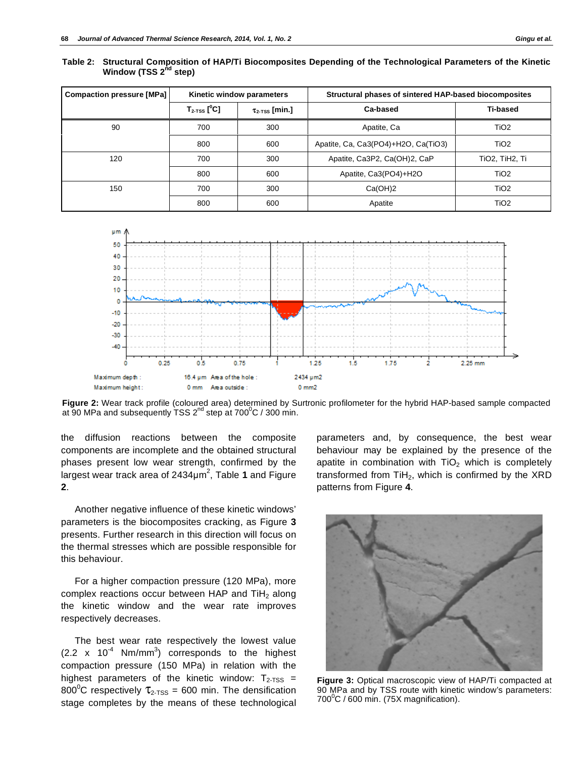**Table 2: Structural Composition of HAP/Ti Biocomposites Depending of the Technological Parameters of the Kinetic Window (TSS 2nd step)**

| Compaction pressure [MPa] | Kinetic window parameters | | Structural phases of sintered HAP-based biocomposites | |
|---|---|---|---|---|
| | $T_{2\text{-}TSS}$ [$^0$C] | $\tau_{2\text{-}TSS}$ [min.] | Ca-based | Ti-based |
| 90 | 700 | 300 | Apatite, Ca | TiO2 |
| | 800 | 600 | Apatite, Ca, Ca3(PO4)+H2O, Ca(TiO3) | TiO2 |
| 120 | 700 | 300 | Apatite, Ca3P2, Ca(OH)2, CaP | TiO2, TiH2, Ti |
| | 800 | 600 | Apatite, Ca3(PO4)+H2O | TiO2 |
| 150 | 700 | 300 | Ca(OH)2 | TiO2 |
| | 800 | 600 | Apatite | TiO2 |

Maximum depth : 16.4 µm Area of the hole : 2434 µm2

Maximum height : 0 mm Area outside : 0 mm2

**Figure 2:** Wear track profile (coloured area) determined by Surtronic profilometer for the hybrid HAP-based sample compacted at 90 MPa and subsequently TSS 2nd step at 700$^0$C / 300 min.

the diffusion reactions between the composite components are incomplete and the obtained structural phases present low wear strength, confirmed by the largest wear track area of 2434µm$^2$, Table **1** and Figure **2**.

Another negative influence of these kinetic windows' parameters is the biocomposites cracking, as Figure **3** presents. Further research in this direction will focus on the thermal stresses which are possible responsible for this behaviour.

For a higher compaction pressure (120 MPa), more complex reactions occur between HAP and $TiH_2$ along the kinetic window and the wear rate improves respectively decreases.

The best wear rate respectively the lowest value (2.2 x $10^{-4}$ Nm/mm$^3$) corresponds to the highest compaction pressure (150 MPa) in relation with the highest parameters of the kinetic window: $T_{2\text{-}TSS}$ = 800$^0$C respectively $\tau_{2\text{-}TSS}$ = 600 min. The densification stage completes by the means of these technological parameters and, by consequence, the best wear behaviour may be explained by the presence of the apatite in combination with $TiO_2$ which is completely transformed from $TiH_2$, which is confirmed by the XRD patterns from Figure **4**.

**Figure 3:** Optical macroscopic view of HAP/Ti compacted at 90 MPa and by TSS route with kinetic window's parameters: 700$^0$C / 600 min. (75X magnification).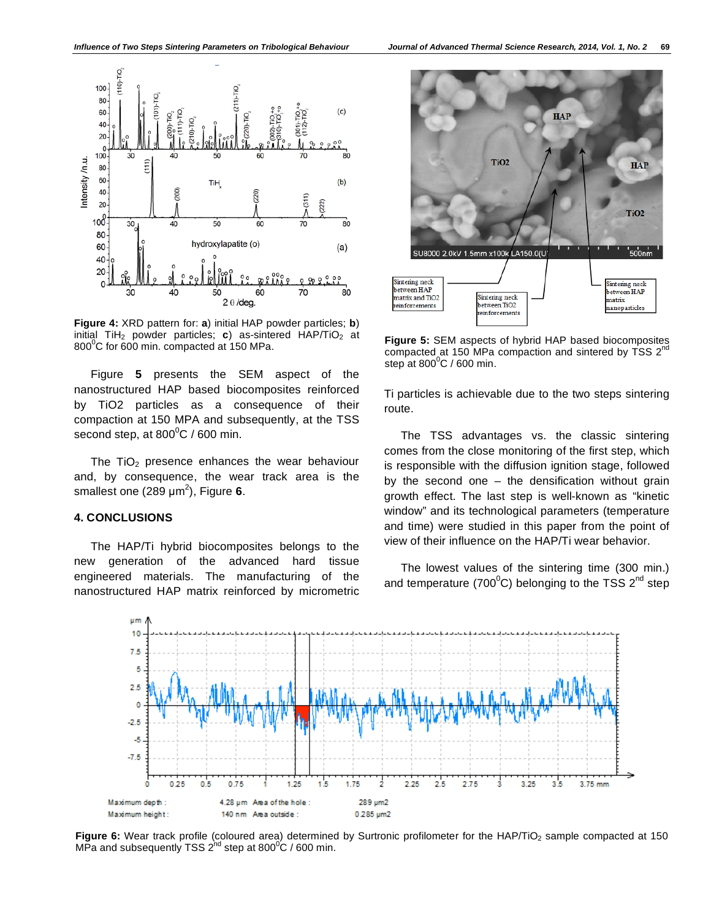**Figure 4:** XRD pattern for: **a**) initial HAP powder particles; **b**) initial $TiH_2$ powder particles; **c**) as-sintered HAP/$TiO_2$ at $800^0$C for 600 min. compacted at 150 MPa.

Figure **5** presents the SEM aspect of the nanostructured HAP based biocomposites reinforced by TiO2 particles as a consequence of their compaction at 150 MPA and subsequently, at the TSS second step, at $800^0$C / 600 min.

The $TiO_2$ presence enhances the wear behaviour and, by consequence, the wear track area is the smallest one (289 μm$^2$), Figure **6**.

## 4. CONCLUSIONS

The HAP/Ti hybrid biocomposites belongs to the new generation of the advanced hard tissue engineered materials. The manufacturing of the nanostructured HAP matrix reinforced by micrometric Ti particles is achievable due to the two steps sintering route.

**Figure 5:** SEM aspects of hybrid HAP based biocomposites compacted at 150 MPa compaction and sintered by TSS $2^{nd}$ step at $800^0$C / 600 min.

The TSS advantages vs. the classic sintering comes from the close monitoring of the first step, which is responsible with the diffusion ignition stage, followed by the second one – the densification without grain growth effect. The last step is well-known as "kinetic window" and its technological parameters (temperature and time) were studied in this paper from the point of view of their influence on the HAP/Ti wear behavior.

The lowest values of the sintering time (300 min.) and temperature ($700^0$C) belonging to the TSS $2^{nd}$ step

**Figure 6:** Wear track profile (coloured area) determined by Surtronic profilometer for the HAP/$TiO_2$ sample compacted at 150 MPa and subsequently TSS $2^{nd}$ step at $800^0$C / 600 min.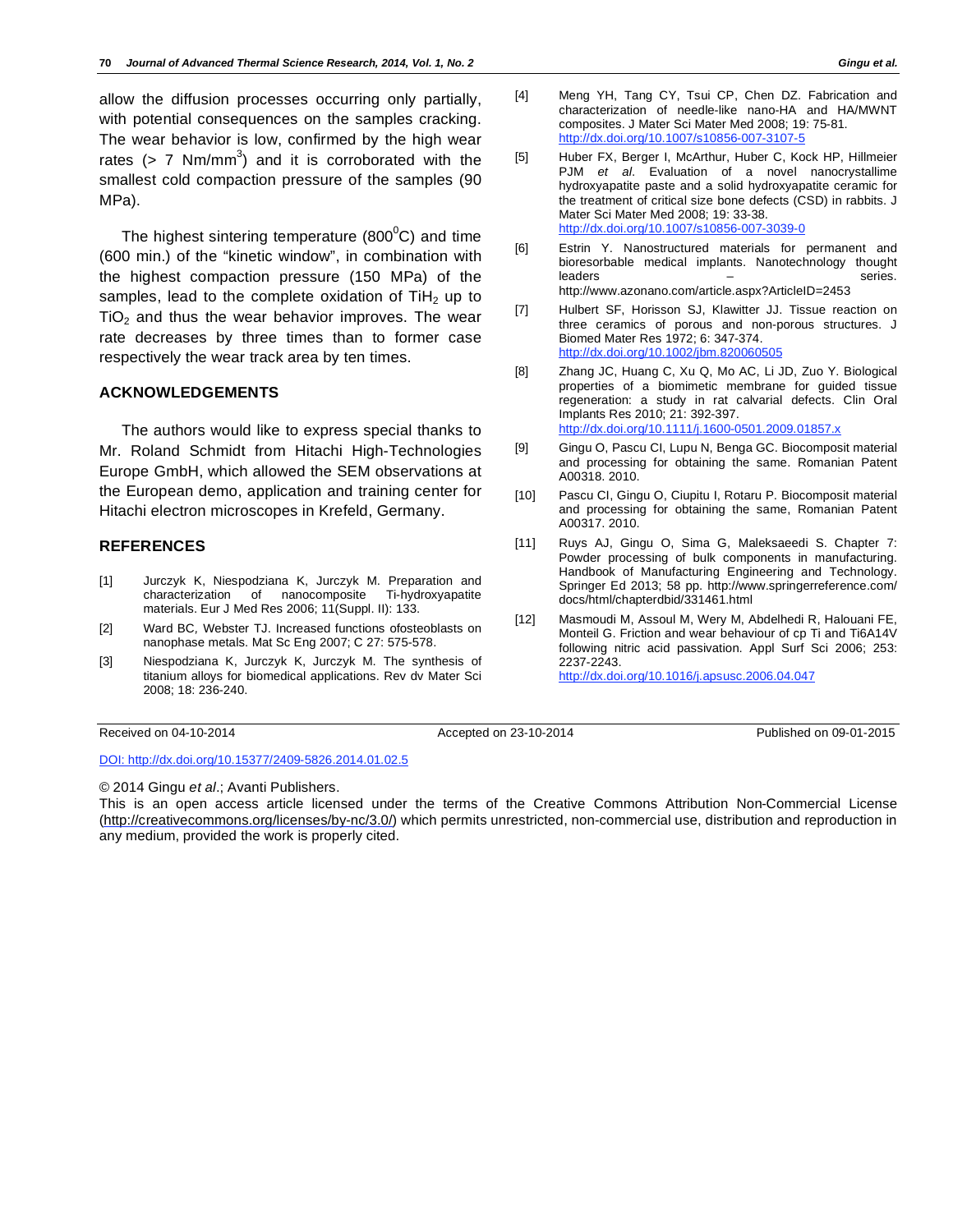allow the diffusion processes occurring only partially, with potential consequences on the samples cracking. The wear behavior is low, confirmed by the high wear rates (> 7 $Nm/mm^3$) and it is corroborated with the smallest cold compaction pressure of the samples (90 MPa).

The highest sintering temperature ($800^0C$) and time (600 min.) of the "kinetic window", in combination with the highest compaction pressure (150 MPa) of the samples, lead to the complete oxidation of $TiH_2$ up to $TiO_2$ and thus the wear behavior improves. The wear rate decreases by three times than to former case respectively the wear track area by ten times.

## ACKNOWLEDGEMENTS

The authors would like to express special thanks to Mr. Roland Schmidt from Hitachi High-Technologies Europe GmbH, which allowed the SEM observations at the European demo, application and training center for Hitachi electron microscopes in Krefeld, Germany.

## REFERENCES

[1] Jurczyk K, Niespodziana K, Jurczyk M. Preparation and characterization of nanocomposite Ti-hydroxyapatite materials. Eur J Med Res 2006; 11(Suppl. II): 133.

[2] Ward BC, Webster TJ. Increased functions ofosteoblasts on nanophase metals. Mat Sc Eng 2007; C 27: 575-578.

[3] Niespodziana K, Jurczyk K, Jurczyk M. The synthesis of titanium alloys for biomedical applications. Rev dv Mater Sci 2008; 18: 236-240.

[4] Meng YH, Tang CY, Tsui CP, Chen DZ. Fabrication and characterization of needle-like nano-HA and HA/MWNT composites. J Mater Sci Mater Med 2008; 19: 75-81. http://dx.doi.org/10.1007/s10856-007-3107-5

[5] Huber FX, Berger I, McArthur, Huber C, Kock HP, Hillmeier PJM *et al*. Evaluation of a novel nanocrystallime hydroxyapatite paste and a solid hydroxyapatite ceramic for the treatment of critical size bone defects (CSD) in rabbits. J Mater Sci Mater Med 2008; 19: 33-38. http://dx.doi.org/10.1007/s10856-007-3039-0

[6] Estrin Y. Nanostructured materials for permanent and bioresorbable medical implants. Nanotechnology thought leaders – series. http://www.azonano.com/article.aspx?ArticleID=2453

[7] Hulbert SF, Horisson SJ, Klawitter JJ. Tissue reaction on three ceramics of porous and non-porous structures. J Biomed Mater Res 1972; 6: 347-374. http://dx.doi.org/10.1002/jbm.820060505

[8] Zhang JC, Huang C, Xu Q, Mo AC, Li JD, Zuo Y. Biological properties of a biomimetic membrane for guided tissue regeneration: a study in rat calvarial defects. Clin Oral Implants Res 2010; 21: 392-397. http://dx.doi.org/10.1111/j.1600-0501.2009.01857.x

[9] Gingu O, Pascu CI, Lupu N, Benga GC. Biocomposit material and processing for obtaining the same. Romanian Patent A00318. 2010.

[10] Pascu CI, Gingu O, Ciupitu I, Rotaru P. Biocomposit material and processing for obtaining the same, Romanian Patent A00317. 2010.

[11] Ruys AJ, Gingu O, Sima G, Maleksaeedi S. Chapter 7: Powder processing of bulk components in manufacturing. Handbook of Manufacturing Engineering and Technology. Springer Ed 2013; 58 pp. http://www.springerreference.com/docs/html/chapterdbid/331461.html

[12] Masmoudi M, Assoul M, Wery M, Abdelhedi R, Halouani FE, Monteil G. Friction and wear behaviour of cp Ti and Ti6A14V following nitric acid passivation. Appl Surf Sci 2006; 253: 2237-2243. http://dx.doi.org/10.1016/j.apsusc.2006.04.047

Received on 04-10-2014 Accepted on 23-10-2014 Published on 09-01-2015

DOI: http://dx.doi.org/10.15377/2409-5826.2014.01.02.5

© 2014 Gingu *et al*.; Avanti Publishers.

This is an open access article licensed under the terms of the Creative Commons Attribution Non-Commercial License (http://creativecommons.org/licenses/by-nc/3.0/) which permits unrestricted, non-commercial use, distribution and reproduction in any medium, provided the work is properly cited.